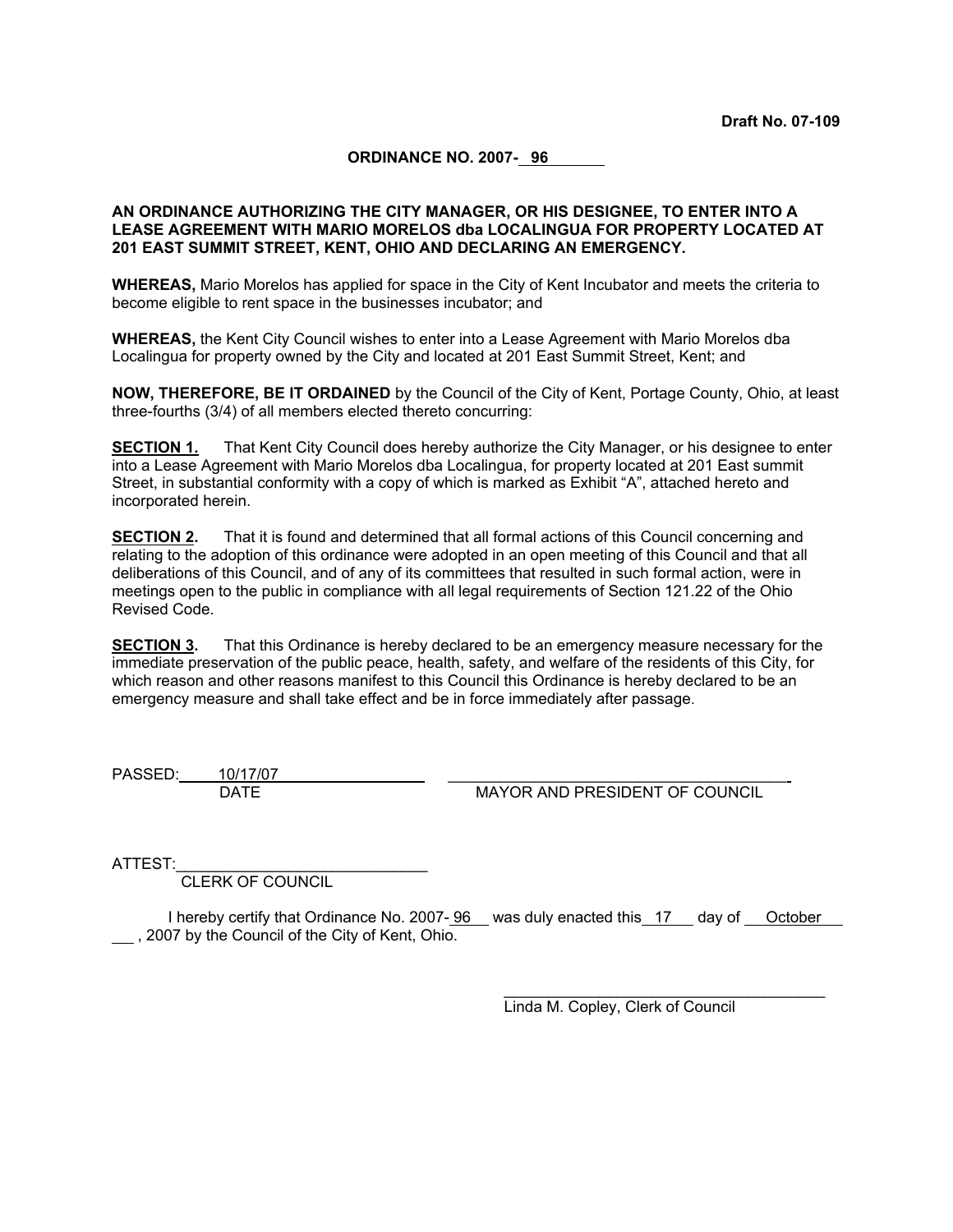**Draft No. 07-109**

**ORDINANCE NO. 2007- 96**

**AN ORDINANCE AUTHORIZING THE CITY MANAGER, OR HIS DESIGNEE, TO ENTER INTO A LEASE AGREEMENT WITH MARIO MORELOS dba LOCALINGUA FOR PROPERTY LOCATED AT 201 EAST SUMMIT STREET, KENT, OHIO AND DECLARING AN EMERGENCY.**

**WHEREAS,** Mario Morelos has applied for space in the City of Kent Incubator and meets the criteria to become eligible to rent space in the businesses incubator; and

**WHEREAS,** the Kent City Council wishes to enter into a Lease Agreement with Mario Morelos dba Localingua for property owned by the City and located at 201 East Summit Street, Kent; and

**NOW, THEREFORE, BE IT ORDAINED** by the Council of the City of Kent, Portage County, Ohio, at least three-fourths (3/4) of all members elected thereto concurring:

**SECTION 1.** That Kent City Council does hereby authorize the City Manager, or his designee to enter into a Lease Agreement with Mario Morelos dba Localingua, for property located at 201 East summit Street, in substantial conformity with a copy of which is marked as Exhibit "A", attached hereto and incorporated herein.

**SECTION 2.** That it is found and determined that all formal actions of this Council concerning and relating to the adoption of this ordinance were adopted in an open meeting of this Council and that all deliberations of this Council, and of any of its committees that resulted in such formal action, were in meetings open to the public in compliance with all legal requirements of Section 121.22 of the Ohio Revised Code.

**SECTION 3.** That this Ordinance is hereby declared to be an emergency measure necessary for the immediate preservation of the public peace, health, safety, and welfare of the residents of this City, for which reason and other reasons manifest to this Council this Ordinance is hereby declared to be an emergency measure and shall take effect and be in force immediately after passage.

PASSED: 10/17/07
DATE

\_\_\_\_\_\_\_\_\_\_\_\_\_\_\_\_\_\_\_\_\_\_\_\_\_\_\_\_\_\_\_\_\_\_\_\_\_\_
MAYOR AND PRESIDENT OF COUNCIL

ATTEST: \_\_\_\_\_\_\_\_\_\_\_\_\_\_\_\_\_\_\_\_\_\_\_\_\_\_\_\_
CLERK OF COUNCIL

I hereby certify that Ordinance No. 2007- 96 was duly enacted this 17 day of October , 2007 by the Council of the City of Kent, Ohio.

\_\_\_\_\_\_\_\_\_\_\_\_\_\_\_\_\_\_\_\_\_\_\_\_\_\_\_\_\_\_\_\_\_\_\_\_\_\_
Linda M. Copley, Clerk of Council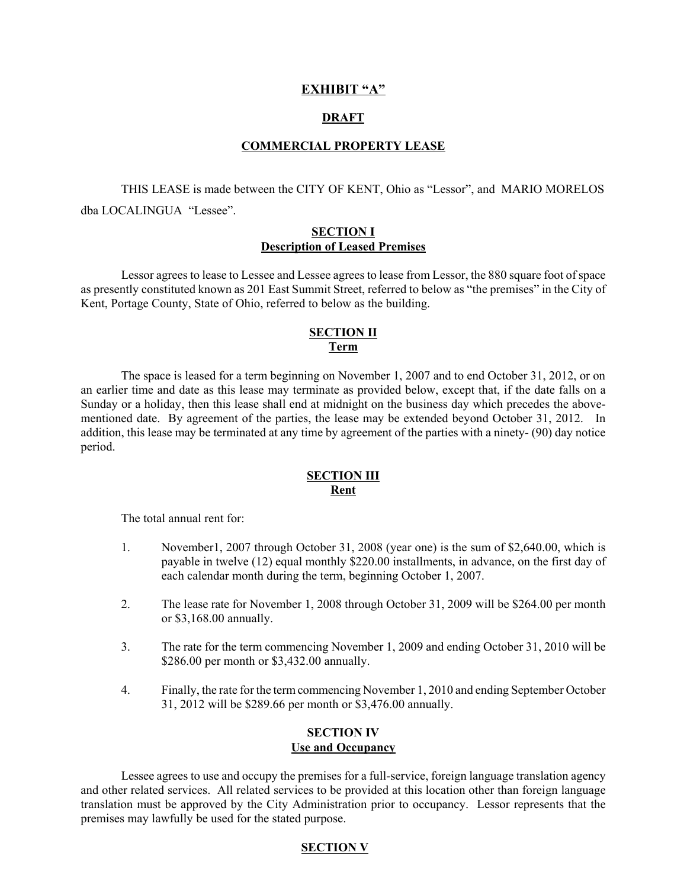# EXHIBIT "A"

## DRAFT

## COMMERCIAL PROPERTY LEASE

THIS LEASE is made between the CITY OF KENT, Ohio as "Lessor", and MARIO MORELOS dba LOCALINGUA "Lessee".

### SECTION I
### Description of Leased Premises

Lessor agrees to lease to Lessee and Lessee agrees to lease from Lessor, the 880 square foot of space as presently constituted known as 201 East Summit Street, referred to below as "the premises" in the City of Kent, Portage County, State of Ohio, referred to below as the building.

### SECTION II
### Term

The space is leased for a term beginning on November 1, 2007 and to end October 31, 2012, or on an earlier time and date as this lease may terminate as provided below, except that, if the date falls on a Sunday or a holiday, then this lease shall end at midnight on the business day which precedes the above-mentioned date. By agreement of the parties, the lease may be extended beyond October 31, 2012. In addition, this lease may be terminated at any time by agreement of the parties with a ninety- (90) day notice period.

### SECTION III
### Rent

The total annual rent for:

1. November1, 2007 through October 31, 2008 (year one) is the sum of $2,640.00, which is payable in twelve (12) equal monthly $220.00 installments, in advance, on the first day of each calendar month during the term, beginning October 1, 2007.

2. The lease rate for November 1, 2008 through October 31, 2009 will be $264.00 per month or $3,168.00 annually.

3. The rate for the term commencing November 1, 2009 and ending October 31, 2010 will be $286.00 per month or $3,432.00 annually.

4. Finally, the rate for the term commencing November 1, 2010 and ending September October 31, 2012 will be $289.66 per month or $3,476.00 annually.

### SECTION IV
### Use and Occupancy

Lessee agrees to use and occupy the premises for a full-service, foreign language translation agency and other related services. All related services to be provided at this location other than foreign language translation must be approved by the City Administration prior to occupancy. Lessor represents that the premises may lawfully be used for the stated purpose.

### SECTION V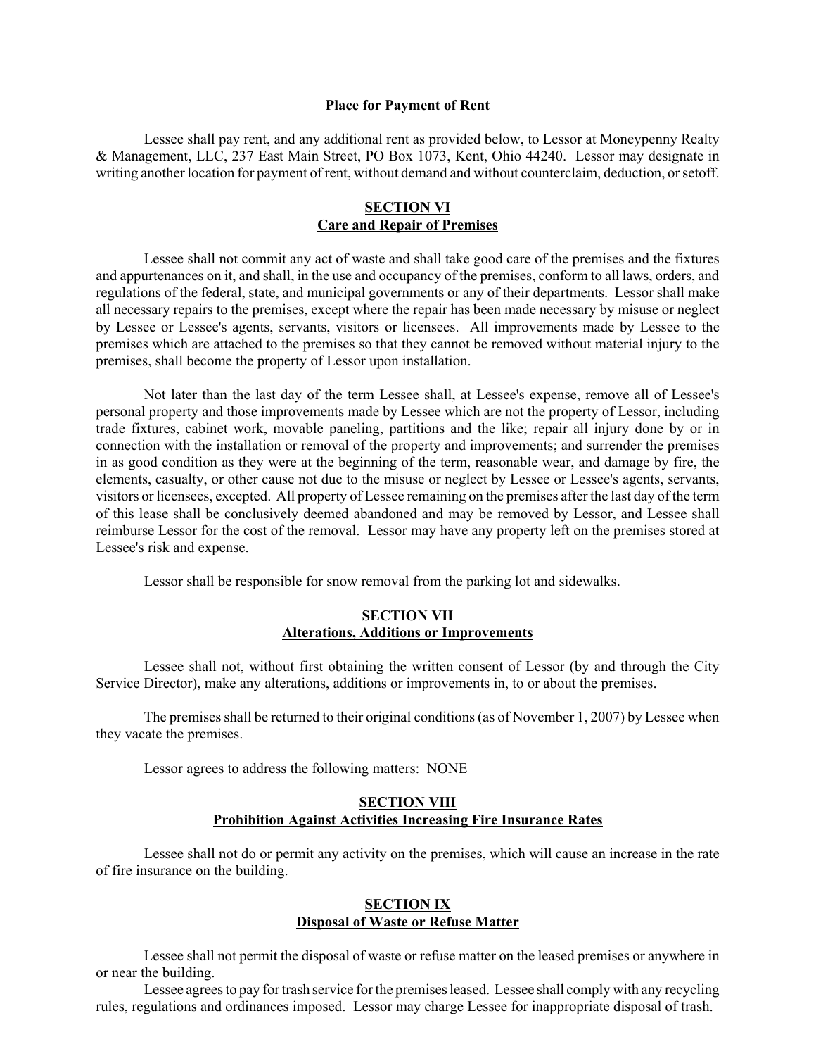**Place for Payment of Rent**

Lessee shall pay rent, and any additional rent as provided below, to Lessor at Moneypenny Realty & Management, LLC, 237 East Main Street, PO Box 1073, Kent, Ohio 44240. Lessor may designate in writing another location for payment of rent, without demand and without counterclaim, deduction, or setoff.

## SECTION VI
## Care and Repair of Premises

Lessee shall not commit any act of waste and shall take good care of the premises and the fixtures and appurtenances on it, and shall, in the use and occupancy of the premises, conform to all laws, orders, and regulations of the federal, state, and municipal governments or any of their departments. Lessor shall make all necessary repairs to the premises, except where the repair has been made necessary by misuse or neglect by Lessee or Lessee's agents, servants, visitors or licensees. All improvements made by Lessee to the premises which are attached to the premises so that they cannot be removed without material injury to the premises, shall become the property of Lessor upon installation.

Not later than the last day of the term Lessee shall, at Lessee's expense, remove all of Lessee's personal property and those improvements made by Lessee which are not the property of Lessor, including trade fixtures, cabinet work, movable paneling, partitions and the like; repair all injury done by or in connection with the installation or removal of the property and improvements; and surrender the premises in as good condition as they were at the beginning of the term, reasonable wear, and damage by fire, the elements, casualty, or other cause not due to the misuse or neglect by Lessee or Lessee's agents, servants, visitors or licensees, excepted. All property of Lessee remaining on the premises after the last day of the term of this lease shall be conclusively deemed abandoned and may be removed by Lessor, and Lessee shall reimburse Lessor for the cost of the removal. Lessor may have any property left on the premises stored at Lessee's risk and expense.

Lessor shall be responsible for snow removal from the parking lot and sidewalks.

## SECTION VII
## Alterations, Additions or Improvements

Lessee shall not, without first obtaining the written consent of Lessor (by and through the City Service Director), make any alterations, additions or improvements in, to or about the premises.

The premises shall be returned to their original conditions (as of November 1, 2007) by Lessee when they vacate the premises.

Lessor agrees to address the following matters: NONE

## SECTION VIII
## Prohibition Against Activities Increasing Fire Insurance Rates

Lessee shall not do or permit any activity on the premises, which will cause an increase in the rate of fire insurance on the building.

## SECTION IX
## Disposal of Waste or Refuse Matter

Lessee shall not permit the disposal of waste or refuse matter on the leased premises or anywhere in or near the building.

Lessee agrees to pay for trash service for the premises leased. Lessee shall comply with any recycling rules, regulations and ordinances imposed. Lessor may charge Lessee for inappropriate disposal of trash.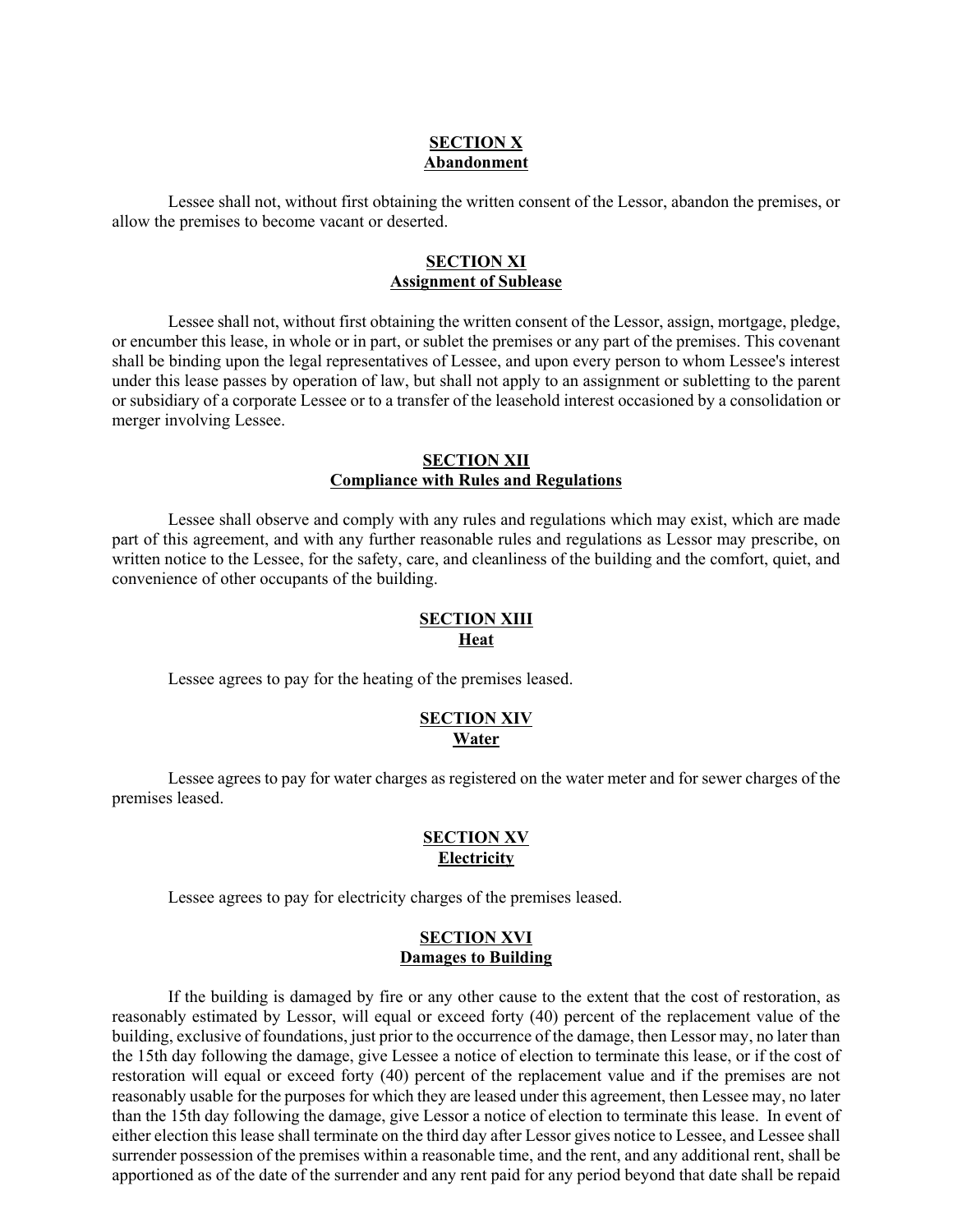**SECTION X**
**Abandonment**

Lessee shall not, without first obtaining the written consent of the Lessor, abandon the premises, or allow the premises to become vacant or deserted.

**SECTION XI**
**Assignment of Sublease**

Lessee shall not, without first obtaining the written consent of the Lessor, assign, mortgage, pledge, or encumber this lease, in whole or in part, or sublet the premises or any part of the premises. This covenant shall be binding upon the legal representatives of Lessee, and upon every person to whom Lessee's interest under this lease passes by operation of law, but shall not apply to an assignment or subletting to the parent or subsidiary of a corporate Lessee or to a transfer of the leasehold interest occasioned by a consolidation or merger involving Lessee.

**SECTION XII**
**Compliance with Rules and Regulations**

Lessee shall observe and comply with any rules and regulations which may exist, which are made part of this agreement, and with any further reasonable rules and regulations as Lessor may prescribe, on written notice to the Lessee, for the safety, care, and cleanliness of the building and the comfort, quiet, and convenience of other occupants of the building.

**SECTION XIII**
**Heat**

Lessee agrees to pay for the heating of the premises leased.

**SECTION XIV**
**Water**

Lessee agrees to pay for water charges as registered on the water meter and for sewer charges of the premises leased.

**SECTION XV**
**Electricity**

Lessee agrees to pay for electricity charges of the premises leased.

**SECTION XVI**
**Damages to Building**

If the building is damaged by fire or any other cause to the extent that the cost of restoration, as reasonably estimated by Lessor, will equal or exceed forty (40) percent of the replacement value of the building, exclusive of foundations, just prior to the occurrence of the damage, then Lessor may, no later than the 15th day following the damage, give Lessee a notice of election to terminate this lease, or if the cost of restoration will equal or exceed forty (40) percent of the replacement value and if the premises are not reasonably usable for the purposes for which they are leased under this agreement, then Lessee may, no later than the 15th day following the damage, give Lessor a notice of election to terminate this lease. In event of either election this lease shall terminate on the third day after Lessor gives notice to Lessee, and Lessee shall surrender possession of the premises within a reasonable time, and the rent, and any additional rent, shall be apportioned as of the date of the surrender and any rent paid for any period beyond that date shall be repaid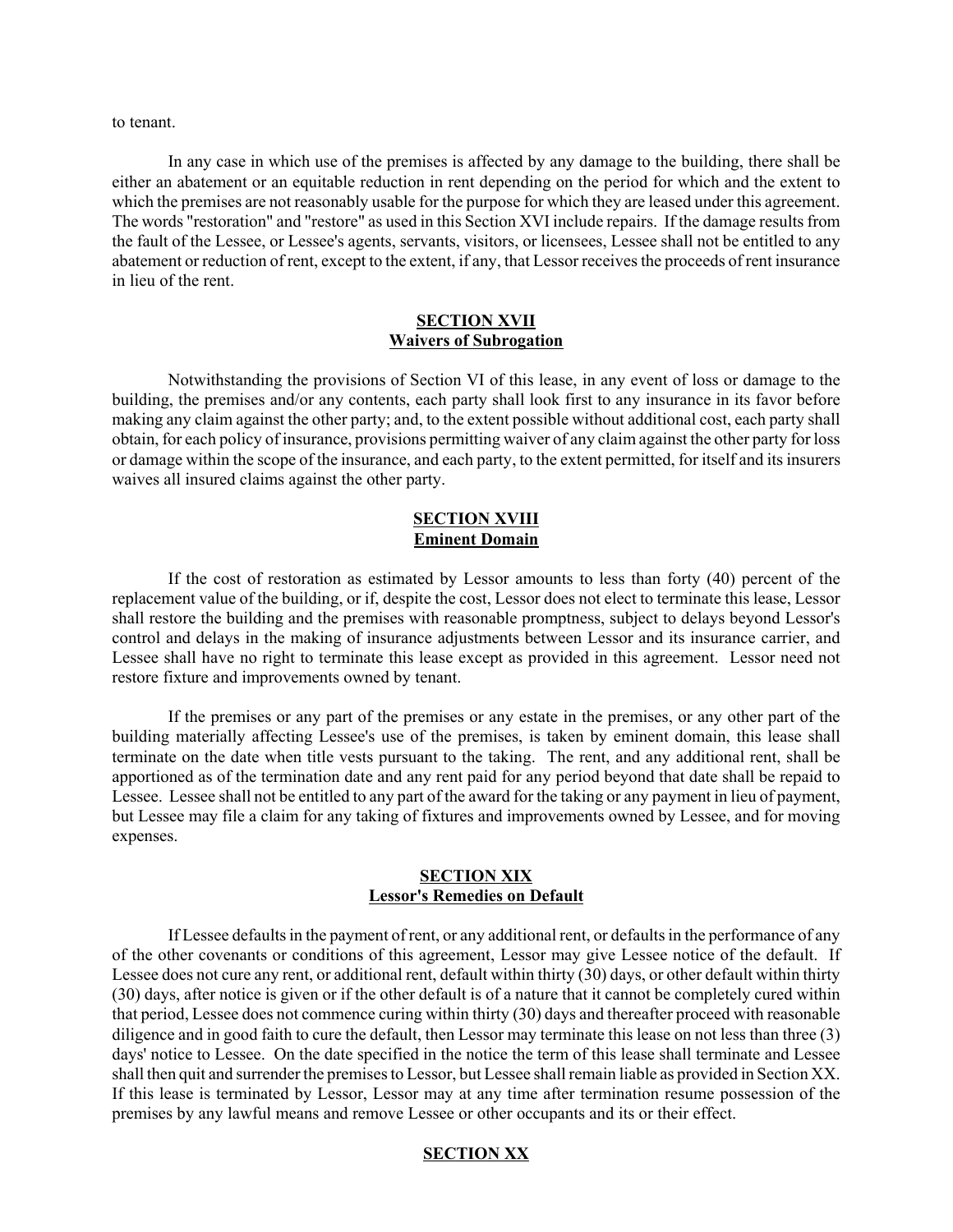to tenant.

In any case in which use of the premises is affected by any damage to the building, there shall be either an abatement or an equitable reduction in rent depending on the period for which and the extent to which the premises are not reasonably usable for the purpose for which they are leased under this agreement. The words "restoration" and "restore" as used in this Section XVI include repairs. If the damage results from the fault of the Lessee, or Lessee's agents, servants, visitors, or licensees, Lessee shall not be entitled to any abatement or reduction of rent, except to the extent, if any, that Lessor receives the proceeds of rent insurance in lieu of the rent.

## SECTION XVII
## Waivers of Subrogation

Notwithstanding the provisions of Section VI of this lease, in any event of loss or damage to the building, the premises and/or any contents, each party shall look first to any insurance in its favor before making any claim against the other party; and, to the extent possible without additional cost, each party shall obtain, for each policy of insurance, provisions permitting waiver of any claim against the other party for loss or damage within the scope of the insurance, and each party, to the extent permitted, for itself and its insurers waives all insured claims against the other party.

## SECTION XVIII
## Eminent Domain

If the cost of restoration as estimated by Lessor amounts to less than forty (40) percent of the replacement value of the building, or if, despite the cost, Lessor does not elect to terminate this lease, Lessor shall restore the building and the premises with reasonable promptness, subject to delays beyond Lessor's control and delays in the making of insurance adjustments between Lessor and its insurance carrier, and Lessee shall have no right to terminate this lease except as provided in this agreement. Lessor need not restore fixture and improvements owned by tenant.

If the premises or any part of the premises or any estate in the premises, or any other part of the building materially affecting Lessee's use of the premises, is taken by eminent domain, this lease shall terminate on the date when title vests pursuant to the taking. The rent, and any additional rent, shall be apportioned as of the termination date and any rent paid for any period beyond that date shall be repaid to Lessee. Lessee shall not be entitled to any part of the award for the taking or any payment in lieu of payment, but Lessee may file a claim for any taking of fixtures and improvements owned by Lessee, and for moving expenses.

## SECTION XIX
## Lessor's Remedies on Default

If Lessee defaults in the payment of rent, or any additional rent, or defaults in the performance of any of the other covenants or conditions of this agreement, Lessor may give Lessee notice of the default. If Lessee does not cure any rent, or additional rent, default within thirty (30) days, or other default within thirty (30) days, after notice is given or if the other default is of a nature that it cannot be completely cured within that period, Lessee does not commence curing within thirty (30) days and thereafter proceed with reasonable diligence and in good faith to cure the default, then Lessor may terminate this lease on not less than three (3) days' notice to Lessee. On the date specified in the notice the term of this lease shall terminate and Lessee shall then quit and surrender the premises to Lessor, but Lessee shall remain liable as provided in Section XX. If this lease is terminated by Lessor, Lessor may at any time after termination resume possession of the premises by any lawful means and remove Lessee or other occupants and its or their effect.

## SECTION XX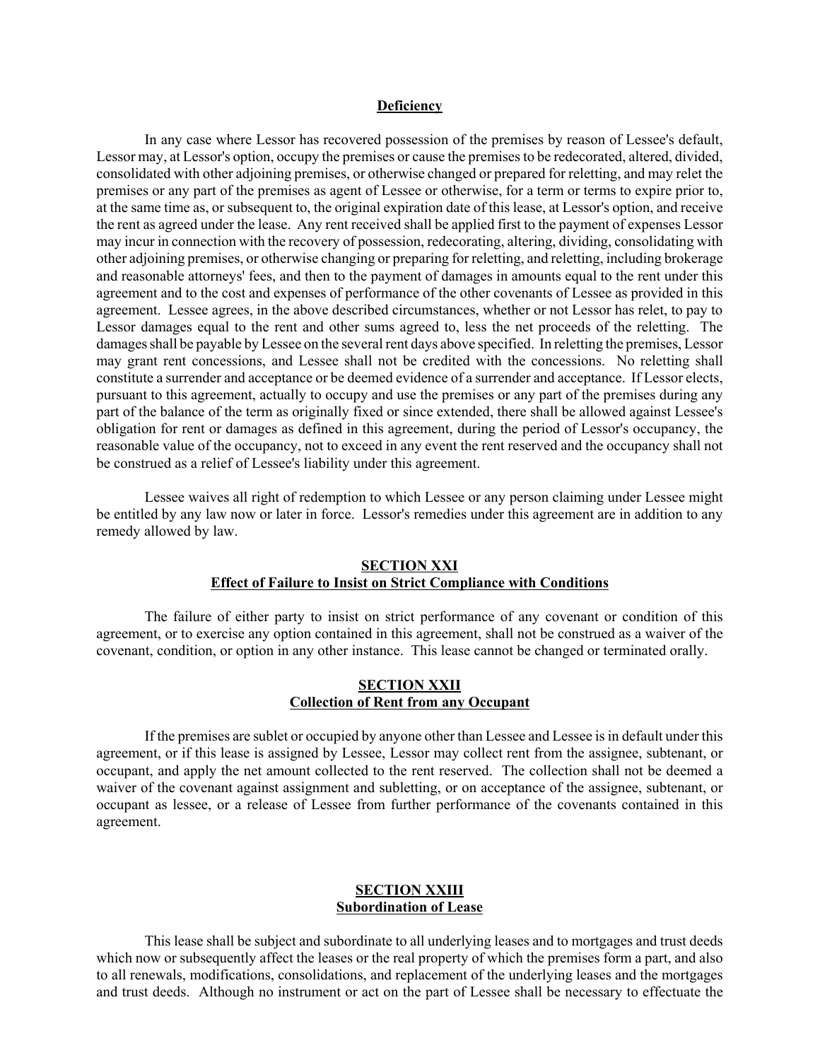**Deficiency**

In any case where Lessor has recovered possession of the premises by reason of Lessee's default, Lessor may, at Lessor's option, occupy the premises or cause the premises to be redecorated, altered, divided, consolidated with other adjoining premises, or otherwise changed or prepared for reletting, and may relet the premises or any part of the premises as agent of Lessee or otherwise, for a term or terms to expire prior to, at the same time as, or subsequent to, the original expiration date of this lease, at Lessor's option, and receive the rent as agreed under the lease. Any rent received shall be applied first to the payment of expenses Lessor may incur in connection with the recovery of possession, redecorating, altering, dividing, consolidating with other adjoining premises, or otherwise changing or preparing for reletting, and reletting, including brokerage and reasonable attorneys' fees, and then to the payment of damages in amounts equal to the rent under this agreement and to the cost and expenses of performance of the other covenants of Lessee as provided in this agreement. Lessee agrees, in the above described circumstances, whether or not Lessor has relet, to pay to Lessor damages equal to the rent and other sums agreed to, less the net proceeds of the reletting. The damages shall be payable by Lessee on the several rent days above specified. In reletting the premises, Lessor may grant rent concessions, and Lessee shall not be credited with the concessions. No reletting shall constitute a surrender and acceptance or be deemed evidence of a surrender and acceptance. If Lessor elects, pursuant to this agreement, actually to occupy and use the premises or any part of the premises during any part of the balance of the term as originally fixed or since extended, there shall be allowed against Lessee's obligation for rent or damages as defined in this agreement, during the period of Lessor's occupancy, the reasonable value of the occupancy, not to exceed in any event the rent reserved and the occupancy shall not be construed as a relief of Lessee's liability under this agreement.

Lessee waives all right of redemption to which Lessee or any person claiming under Lessee might be entitled by any law now or later in force. Lessor's remedies under this agreement are in addition to any remedy allowed by law.

## SECTION XXI
## Effect of Failure to Insist on Strict Compliance with Conditions

The failure of either party to insist on strict performance of any covenant or condition of this agreement, or to exercise any option contained in this agreement, shall not be construed as a waiver of the covenant, condition, or option in any other instance. This lease cannot be changed or terminated orally.

## SECTION XXII
## Collection of Rent from any Occupant

If the premises are sublet or occupied by anyone other than Lessee and Lessee is in default under this agreement, or if this lease is assigned by Lessee, Lessor may collect rent from the assignee, subtenant, or occupant, and apply the net amount collected to the rent reserved. The collection shall not be deemed a waiver of the covenant against assignment and subletting, or on acceptance of the assignee, subtenant, or occupant as lessee, or a release of Lessee from further performance of the covenants contained in this agreement.

## SECTION XXIII
## Subordination of Lease

This lease shall be subject and subordinate to all underlying leases and to mortgages and trust deeds which now or subsequently affect the leases or the real property of which the premises form a part, and also to all renewals, modifications, consolidations, and replacement of the underlying leases and the mortgages and trust deeds. Although no instrument or act on the part of Lessee shall be necessary to effectuate the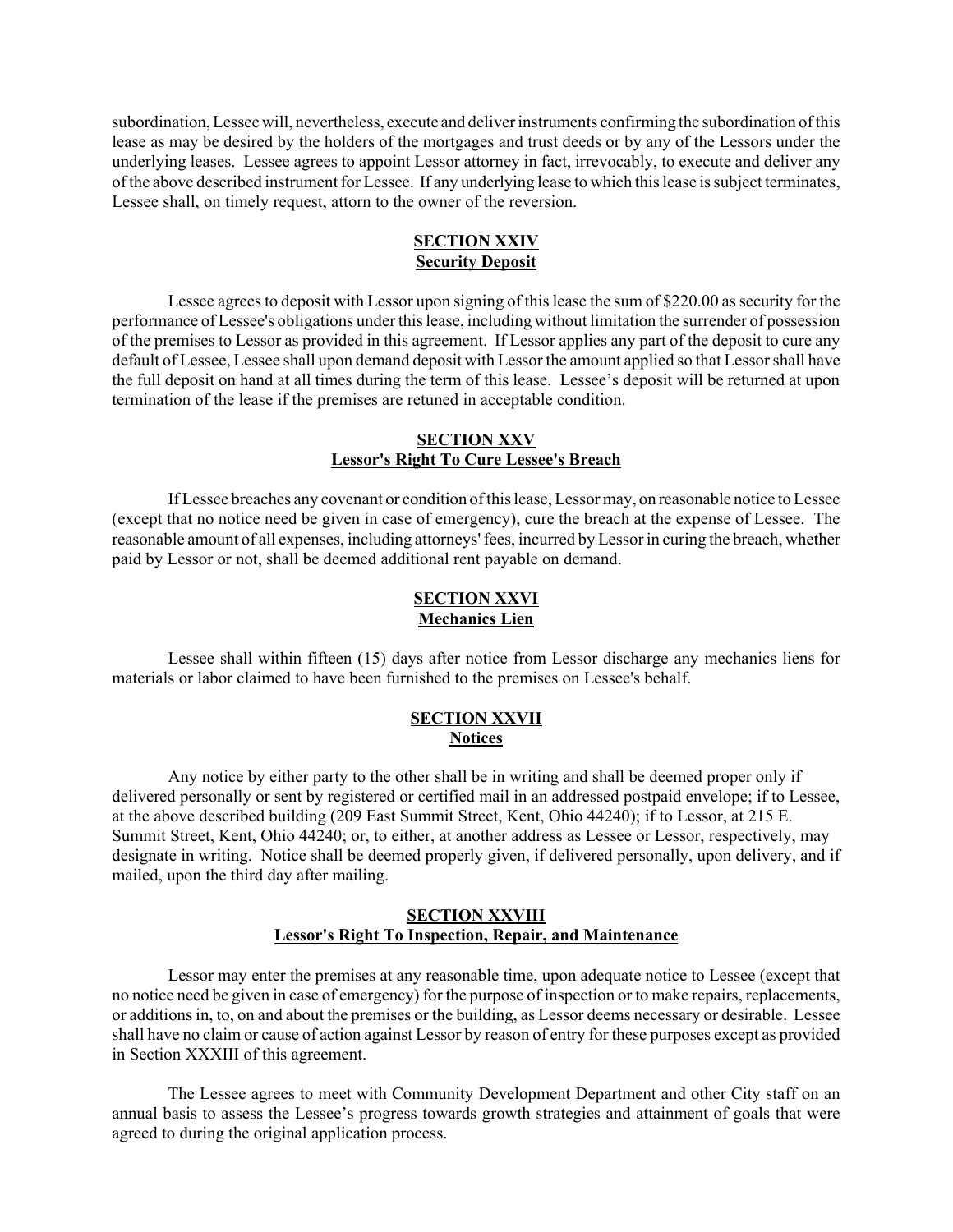subordination, Lessee will, nevertheless, execute and deliver instruments confirming the subordination of this lease as may be desired by the holders of the mortgages and trust deeds or by any of the Lessors under the underlying leases. Lessee agrees to appoint Lessor attorney in fact, irrevocably, to execute and deliver any of the above described instrument for Lessee. If any underlying lease to which this lease is subject terminates, Lessee shall, on timely request, attorn to the owner of the reversion.

## SECTION XXIV
## Security Deposit

Lessee agrees to deposit with Lessor upon signing of this lease the sum of $220.00 as security for the performance of Lessee's obligations under this lease, including without limitation the surrender of possession of the premises to Lessor as provided in this agreement. If Lessor applies any part of the deposit to cure any default of Lessee, Lessee shall upon demand deposit with Lessor the amount applied so that Lessor shall have the full deposit on hand at all times during the term of this lease. Lessee's deposit will be returned at upon termination of the lease if the premises are retuned in acceptable condition.

## SECTION XXV
## Lessor's Right To Cure Lessee's Breach

If Lessee breaches any covenant or condition of this lease, Lessor may, on reasonable notice to Lessee (except that no notice need be given in case of emergency), cure the breach at the expense of Lessee. The reasonable amount of all expenses, including attorneys' fees, incurred by Lessor in curing the breach, whether paid by Lessor or not, shall be deemed additional rent payable on demand.

## SECTION XXVI
## Mechanics Lien

Lessee shall within fifteen (15) days after notice from Lessor discharge any mechanics liens for materials or labor claimed to have been furnished to the premises on Lessee's behalf.

## SECTION XXVII
## Notices

Any notice by either party to the other shall be in writing and shall be deemed proper only if delivered personally or sent by registered or certified mail in an addressed postpaid envelope; if to Lessee, at the above described building (209 East Summit Street, Kent, Ohio 44240); if to Lessor, at 215 E. Summit Street, Kent, Ohio 44240; or, to either, at another address as Lessee or Lessor, respectively, may designate in writing. Notice shall be deemed properly given, if delivered personally, upon delivery, and if mailed, upon the third day after mailing.

## SECTION XXVIII
## Lessor's Right To Inspection, Repair, and Maintenance

Lessor may enter the premises at any reasonable time, upon adequate notice to Lessee (except that no notice need be given in case of emergency) for the purpose of inspection or to make repairs, replacements, or additions in, to, on and about the premises or the building, as Lessor deems necessary or desirable. Lessee shall have no claim or cause of action against Lessor by reason of entry for these purposes except as provided in Section XXXIII of this agreement.

The Lessee agrees to meet with Community Development Department and other City staff on an annual basis to assess the Lessee's progress towards growth strategies and attainment of goals that were agreed to during the original application process.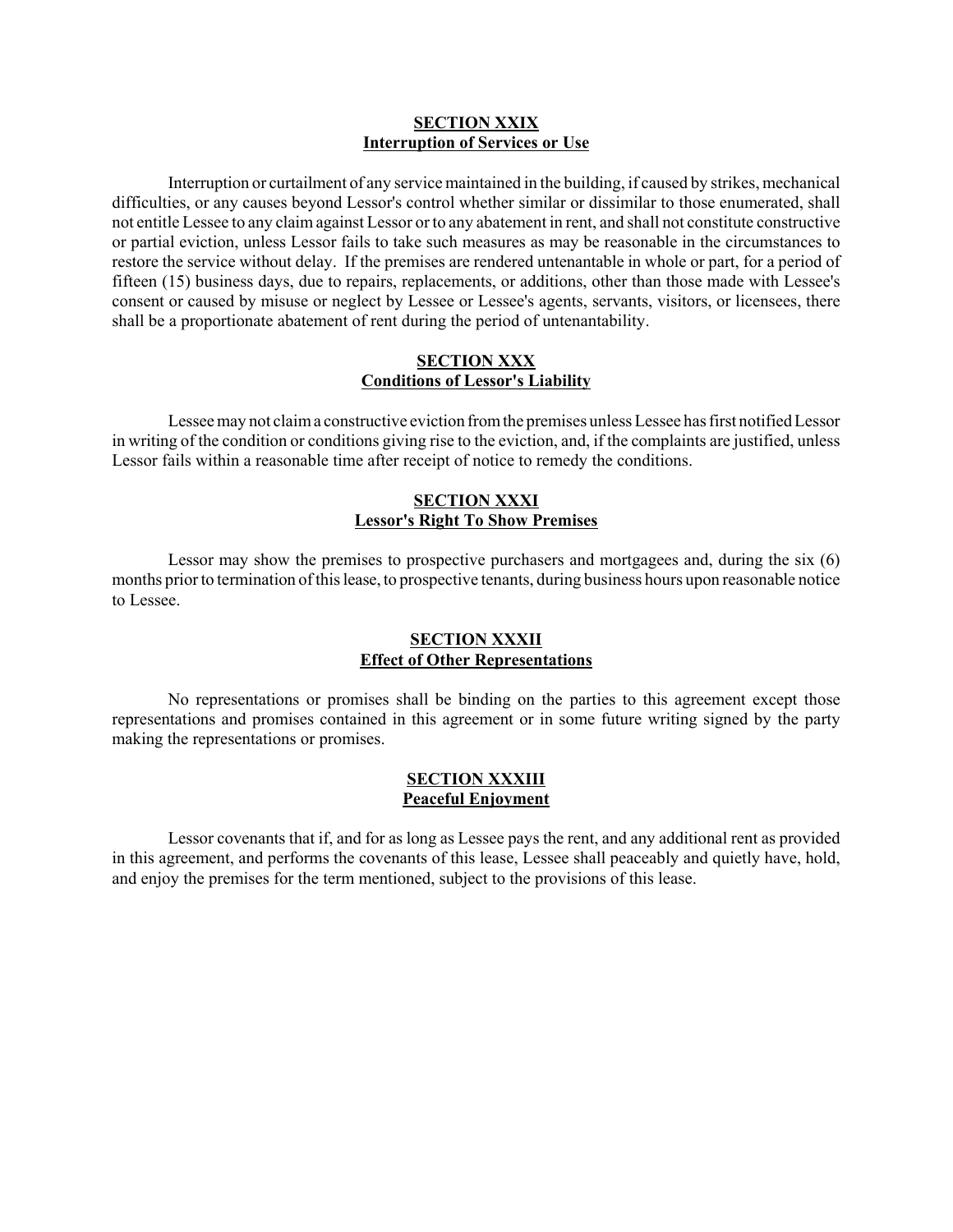## SECTION XXIX
## Interruption of Services or Use

Interruption or curtailment of any service maintained in the building, if caused by strikes, mechanical difficulties, or any causes beyond Lessor's control whether similar or dissimilar to those enumerated, shall not entitle Lessee to any claim against Lessor or to any abatement in rent, and shall not constitute constructive or partial eviction, unless Lessor fails to take such measures as may be reasonable in the circumstances to restore the service without delay. If the premises are rendered untenantable in whole or part, for a period of fifteen (15) business days, due to repairs, replacements, or additions, other than those made with Lessee's consent or caused by misuse or neglect by Lessee or Lessee's agents, servants, visitors, or licensees, there shall be a proportionate abatement of rent during the period of untenantability.

## SECTION XXX
## Conditions of Lessor's Liability

Lessee may not claim a constructive eviction from the premises unless Lessee has first notified Lessor in writing of the condition or conditions giving rise to the eviction, and, if the complaints are justified, unless Lessor fails within a reasonable time after receipt of notice to remedy the conditions.

## SECTION XXXI
## Lessor's Right To Show Premises

Lessor may show the premises to prospective purchasers and mortgagees and, during the six (6) months prior to termination of this lease, to prospective tenants, during business hours upon reasonable notice to Lessee.

## SECTION XXXII
## Effect of Other Representations

No representations or promises shall be binding on the parties to this agreement except those representations and promises contained in this agreement or in some future writing signed by the party making the representations or promises.

## SECTION XXXIII
## Peaceful Enjoyment

Lessor covenants that if, and for as long as Lessee pays the rent, and any additional rent as provided in this agreement, and performs the covenants of this lease, Lessee shall peaceably and quietly have, hold, and enjoy the premises for the term mentioned, subject to the provisions of this lease.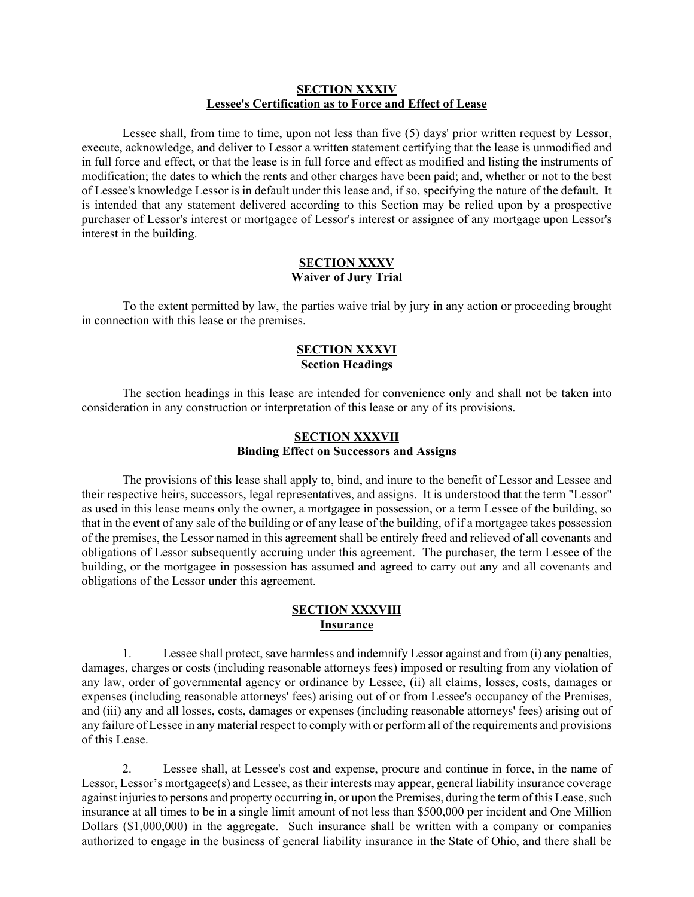## SECTION XXXIV
## Lessee's Certification as to Force and Effect of Lease

Lessee shall, from time to time, upon not less than five (5) days' prior written request by Lessor, execute, acknowledge, and deliver to Lessor a written statement certifying that the lease is unmodified and in full force and effect, or that the lease is in full force and effect as modified and listing the instruments of modification; the dates to which the rents and other charges have been paid; and, whether or not to the best of Lessee's knowledge Lessor is in default under this lease and, if so, specifying the nature of the default. It is intended that any statement delivered according to this Section may be relied upon by a prospective purchaser of Lessor's interest or mortgagee of Lessor's interest or assignee of any mortgage upon Lessor's interest in the building.

## SECTION XXXV
## Waiver of Jury Trial

To the extent permitted by law, the parties waive trial by jury in any action or proceeding brought in connection with this lease or the premises.

## SECTION XXXVI
## Section Headings

The section headings in this lease are intended for convenience only and shall not be taken into consideration in any construction or interpretation of this lease or any of its provisions.

## SECTION XXXVII
## Binding Effect on Successors and Assigns

The provisions of this lease shall apply to, bind, and inure to the benefit of Lessor and Lessee and their respective heirs, successors, legal representatives, and assigns. It is understood that the term "Lessor" as used in this lease means only the owner, a mortgagee in possession, or a term Lessee of the building, so that in the event of any sale of the building or of any lease of the building, of if a mortgagee takes possession of the premises, the Lessor named in this agreement shall be entirely freed and relieved of all covenants and obligations of Lessor subsequently accruing under this agreement. The purchaser, the term Lessee of the building, or the mortgagee in possession has assumed and agreed to carry out any and all covenants and obligations of the Lessor under this agreement.

## SECTION XXXVIII
## Insurance

1. Lessee shall protect, save harmless and indemnify Lessor against and from (i) any penalties, damages, charges or costs (including reasonable attorneys fees) imposed or resulting from any violation of any law, order of governmental agency or ordinance by Lessee, (ii) all claims, losses, costs, damages or expenses (including reasonable attorneys' fees) arising out of or from Lessee's occupancy of the Premises, and (iii) any and all losses, costs, damages or expenses (including reasonable attorneys' fees) arising out of any failure of Lessee in any material respect to comply with or perform all of the requirements and provisions of this Lease.

2. Lessee shall, at Lessee's cost and expense, procure and continue in force, in the name of Lessor, Lessor's mortgagee(s) and Lessee, as their interests may appear, general liability insurance coverage against injuries to persons and property occurring in**,** or upon the Premises, during the term of this Lease, such insurance at all times to be in a single limit amount of not less than $500,000 per incident and One Million Dollars ($1,000,000) in the aggregate. Such insurance shall be written with a company or companies authorized to engage in the business of general liability insurance in the State of Ohio, and there shall be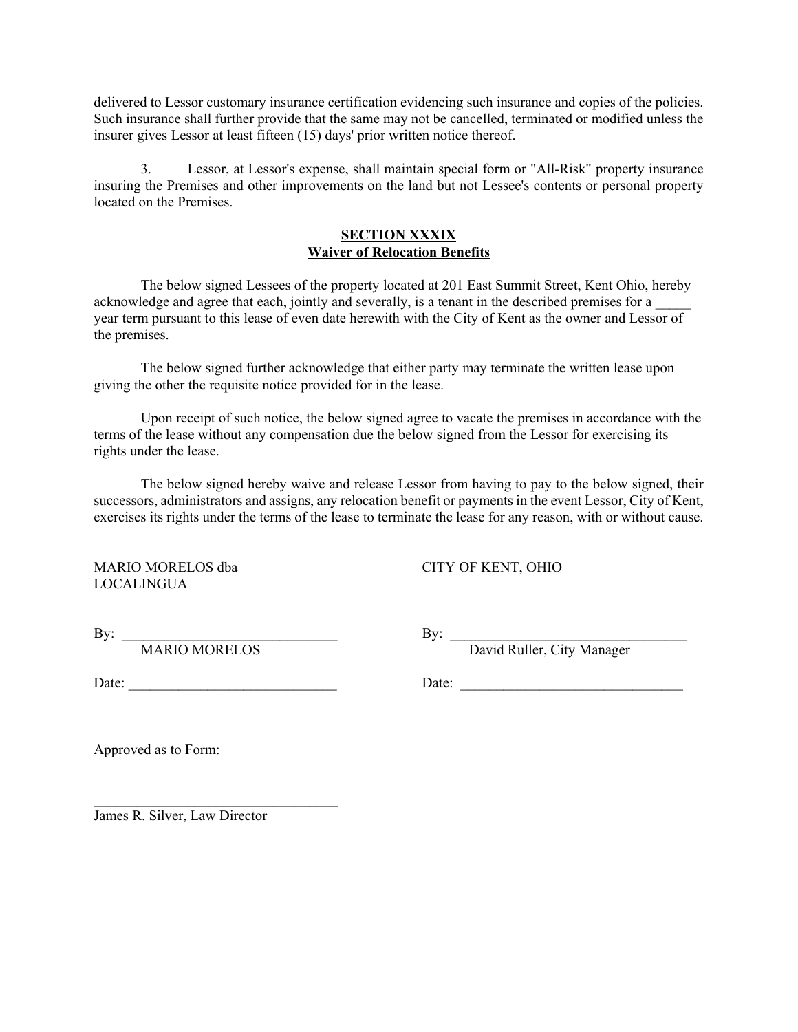delivered to Lessor customary insurance certification evidencing such insurance and copies of the policies. Such insurance shall further provide that the same may not be cancelled, terminated or modified unless the insurer gives Lessor at least fifteen (15) days' prior written notice thereof.

3. Lessor, at Lessor's expense, shall maintain special form or "All-Risk" property insurance insuring the Premises and other improvements on the land but not Lessee's contents or personal property located on the Premises.

## SECTION XXXIX
## Waiver of Relocation Benefits

The below signed Lessees of the property located at 201 East Summit Street, Kent Ohio, hereby acknowledge and agree that each, jointly and severally, is a tenant in the described premises for a _____ year term pursuant to this lease of even date herewith with the City of Kent as the owner and Lessor of the premises.

The below signed further acknowledge that either party may terminate the written lease upon giving the other the requisite notice provided for in the lease.

Upon receipt of such notice, the below signed agree to vacate the premises in accordance with the terms of the lease without any compensation due the below signed from the Lessor for exercising its rights under the lease.

The below signed hereby waive and release Lessor from having to pay to the below signed, their successors, administrators and assigns, any relocation benefit or payments in the event Lessor, City of Kent, exercises its rights under the terms of the lease to terminate the lease for any reason, with or without cause.

MARIO MORELOS dba
LOCALINGUA

By: ______________________________
MARIO MORELOS

Date: ______________________________

CITY OF KENT, OHIO

By: ______________________________
David Ruller, City Manager

Date: ______________________________

Approved as to Form:

______________________________
James R. Silver, Law Director